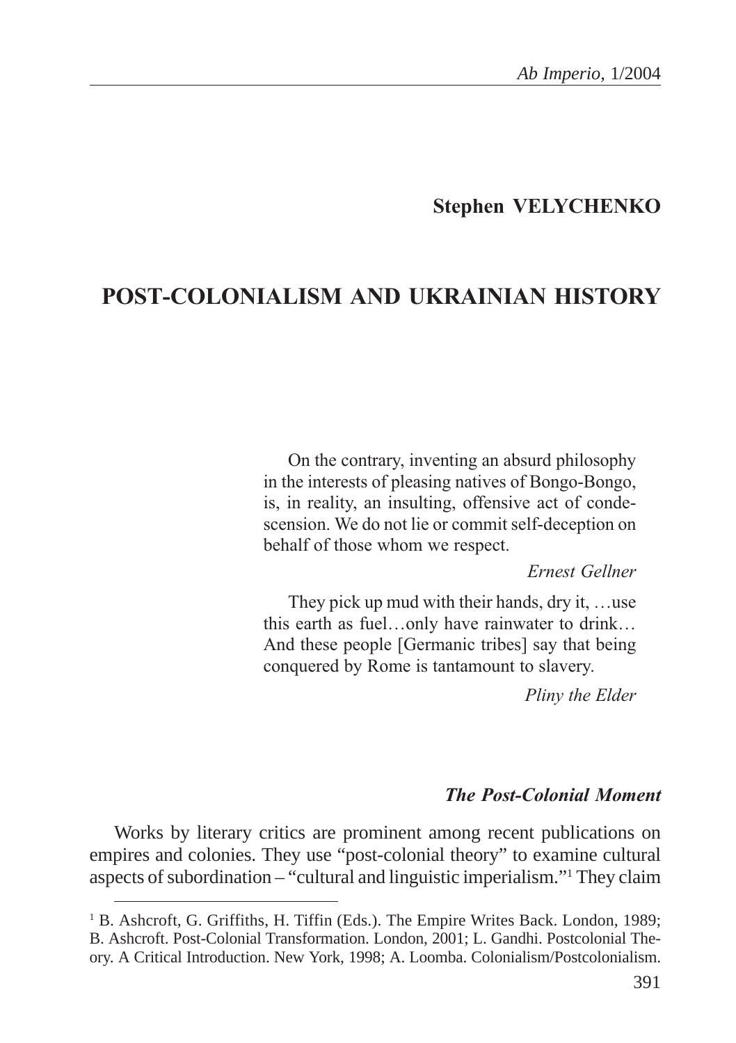**Stephen VELYCHENKO**

# POST-COLONIALISM AND UKRAINIAN HISTORY

> On the contrary, inventing an absurd philosophy in the interests of pleasing natives of Bongo-Bongo, is, in reality, an insulting, offensive act of condescension. We do not lie or commit self-deception on behalf of those whom we respect.
>
> *Ernest Gellner*

> They pick up mud with their hands, dry it, …use this earth as fuel…only have rainwater to drink… And these people [Germanic tribes] say that being conquered by Rome is tantamount to slavery.
>
> *Pliny the Elder*

### *The Post-Colonial Moment*

Works by literary critics are prominent among recent publications on empires and colonies. They use "post-colonial theory" to examine cultural aspects of subordination – "cultural and linguistic imperialism."[1] They claim

---

[1] B. Ashcroft, G. Griffiths, H. Tiffin (Eds.). The Empire Writes Back. London, 1989; B. Ashcroft. Post-Colonial Transformation. London, 2001; L. Gandhi. Postcolonial Theory. A Critical Introduction. New York, 1998; A. Loomba. Colonialism/Postcolonialism.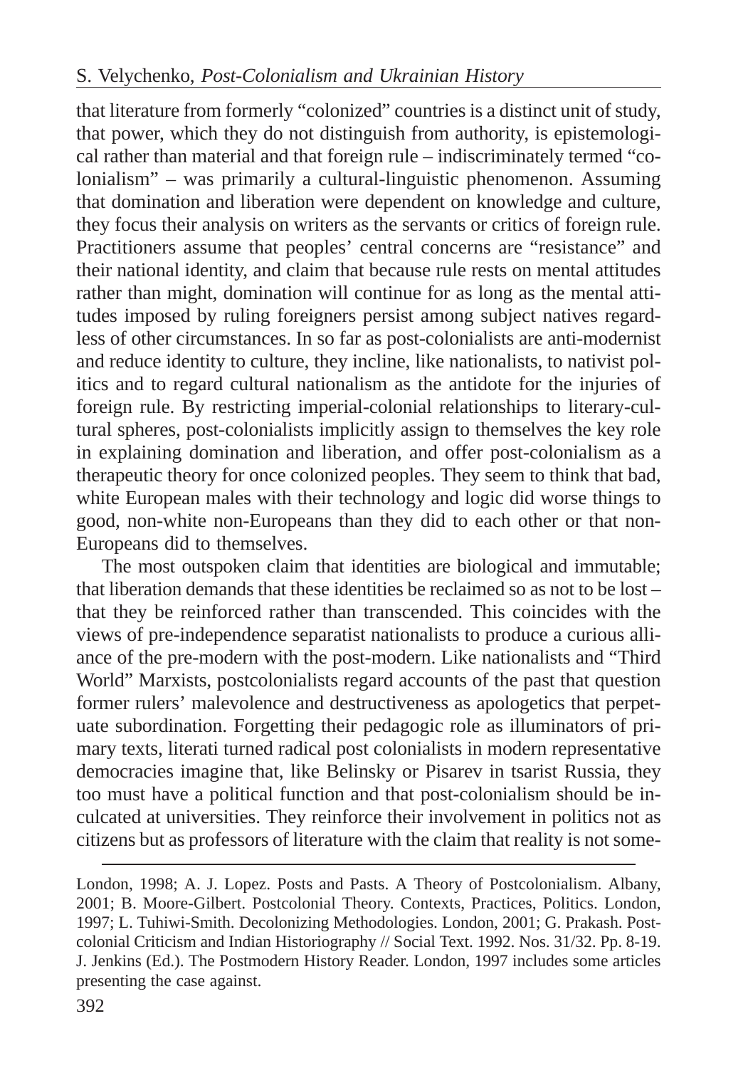that literature from formerly "colonized" countries is a distinct unit of study, that power, which they do not distinguish from authority, is epistemological rather than material and that foreign rule – indiscriminately termed "colonialism" – was primarily a cultural-linguistic phenomenon. Assuming that domination and liberation were dependent on knowledge and culture, they focus their analysis on writers as the servants or critics of foreign rule. Practitioners assume that peoples' central concerns are "resistance" and their national identity, and claim that because rule rests on mental attitudes rather than might, domination will continue for as long as the mental attitudes imposed by ruling foreigners persist among subject natives regardless of other circumstances. In so far as post-colonialists are anti-modernist and reduce identity to culture, they incline, like nationalists, to nativist politics and to regard cultural nationalism as the antidote for the injuries of foreign rule. By restricting imperial-colonial relationships to literary-cultural spheres, post-colonialists implicitly assign to themselves the key role in explaining domination and liberation, and offer post-colonialism as a therapeutic theory for once colonized peoples. They seem to think that bad, white European males with their technology and logic did worse things to good, non-white non-Europeans than they did to each other or that non-Europeans did to themselves.

The most outspoken claim that identities are biological and immutable; that liberation demands that these identities be reclaimed so as not to be lost – that they be reinforced rather than transcended. This coincides with the views of pre-independence separatist nationalists to produce a curious alliance of the pre-modern with the post-modern. Like nationalists and "Third World" Marxists, postcolonialists regard accounts of the past that question former rulers' malevolence and destructiveness as apologetics that perpetuate subordination. Forgetting their pedagogic role as illuminators of primary texts, literati turned radical post colonialists in modern representative democracies imagine that, like Belinsky or Pisarev in tsarist Russia, they too must have a political function and that post-colonialism should be inculcated at universities. They reinforce their involvement in politics not as citizens but as professors of literature with the claim that reality is not some-

London, 1998; A. J. Lopez. Posts and Pasts. A Theory of Postcolonialism. Albany, 2001; B. Moore-Gilbert. Postcolonial Theory. Contexts, Practices, Politics. London, 1997; L. Tuhiwi-Smith. Decolonizing Methodologies. London, 2001; G. Prakash. Postcolonial Criticism and Indian Historiography // Social Text. 1992. Nos. 31/32. Pp. 8-19. J. Jenkins (Ed.). The Postmodern History Reader. London, 1997 includes some articles presenting the case against.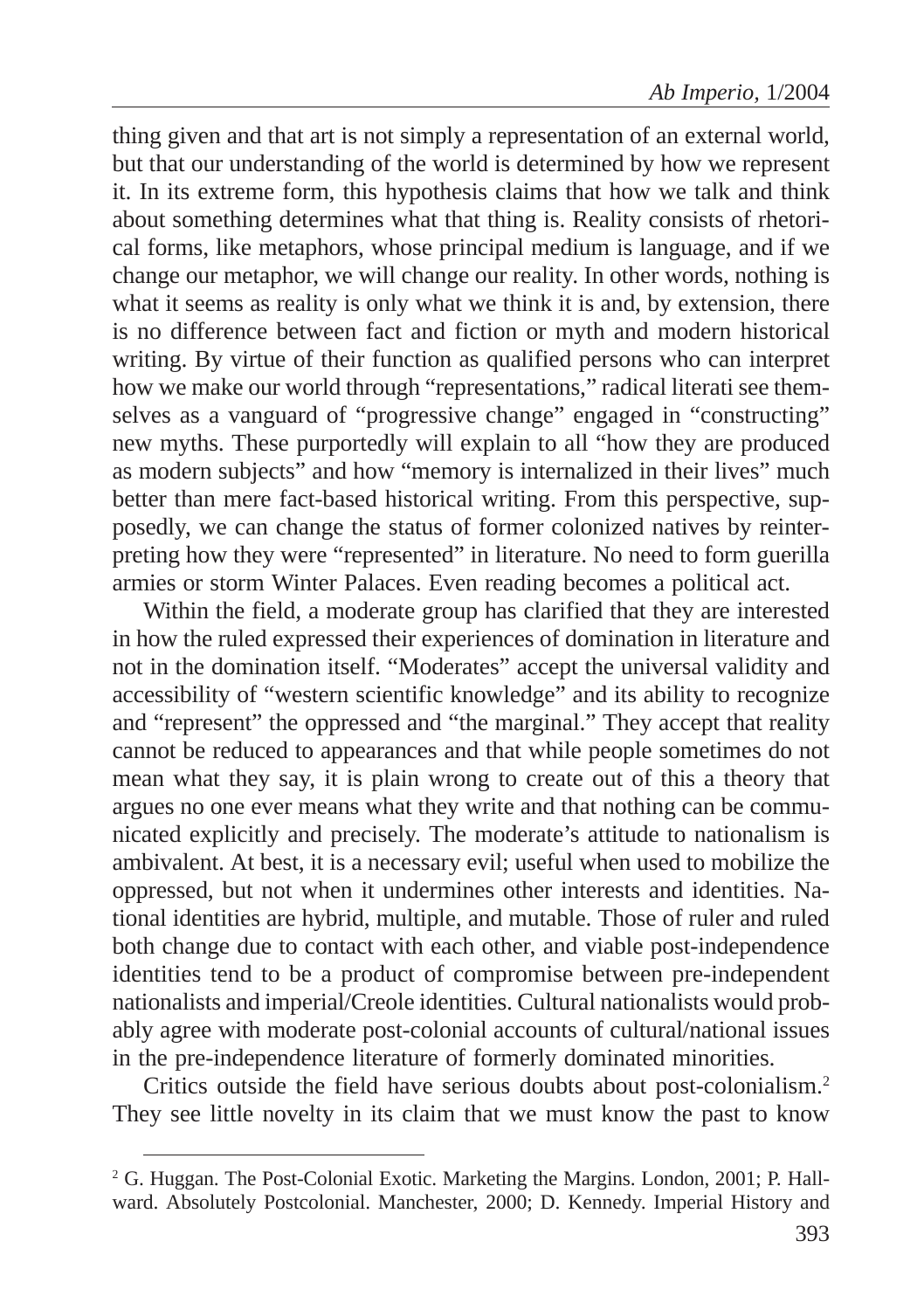thing given and that art is not simply a representation of an external world, but that our understanding of the world is determined by how we represent it. In its extreme form, this hypothesis claims that how we talk and think about something determines what that thing is. Reality consists of rhetorical forms, like metaphors, whose principal medium is language, and if we change our metaphor, we will change our reality. In other words, nothing is what it seems as reality is only what we think it is and, by extension, there is no difference between fact and fiction or myth and modern historical writing. By virtue of their function as qualified persons who can interpret how we make our world through "representations," radical literati see themselves as a vanguard of "progressive change" engaged in "constructing" new myths. These purportedly will explain to all "how they are produced as modern subjects" and how "memory is internalized in their lives" much better than mere fact-based historical writing. From this perspective, supposedly, we can change the status of former colonized natives by reinterpreting how they were "represented" in literature. No need to form guerilla armies or storm Winter Palaces. Even reading becomes a political act.

Within the field, a moderate group has clarified that they are interested in how the ruled expressed their experiences of domination in literature and not in the domination itself. "Moderates" accept the universal validity and accessibility of "western scientific knowledge" and its ability to recognize and "represent" the oppressed and "the marginal." They accept that reality cannot be reduced to appearances and that while people sometimes do not mean what they say, it is plain wrong to create out of this a theory that argues no one ever means what they write and that nothing can be communicated explicitly and precisely. The moderate's attitude to nationalism is ambivalent. At best, it is a necessary evil; useful when used to mobilize the oppressed, but not when it undermines other interests and identities. National identities are hybrid, multiple, and mutable. Those of ruler and ruled both change due to contact with each other, and viable post-independence identities tend to be a product of compromise between pre-independent nationalists and imperial/Creole identities. Cultural nationalists would probably agree with moderate post-colonial accounts of cultural/national issues in the pre-independence literature of formerly dominated minorities.

Critics outside the field have serious doubts about post-colonialism.[2] They see little novelty in its claim that we must know the past to know

---

[2] G. Huggan. The Post-Colonial Exotic. Marketing the Margins. London, 2001; P. Hallward. Absolutely Postcolonial. Manchester, 2000; D. Kennedy. Imperial History and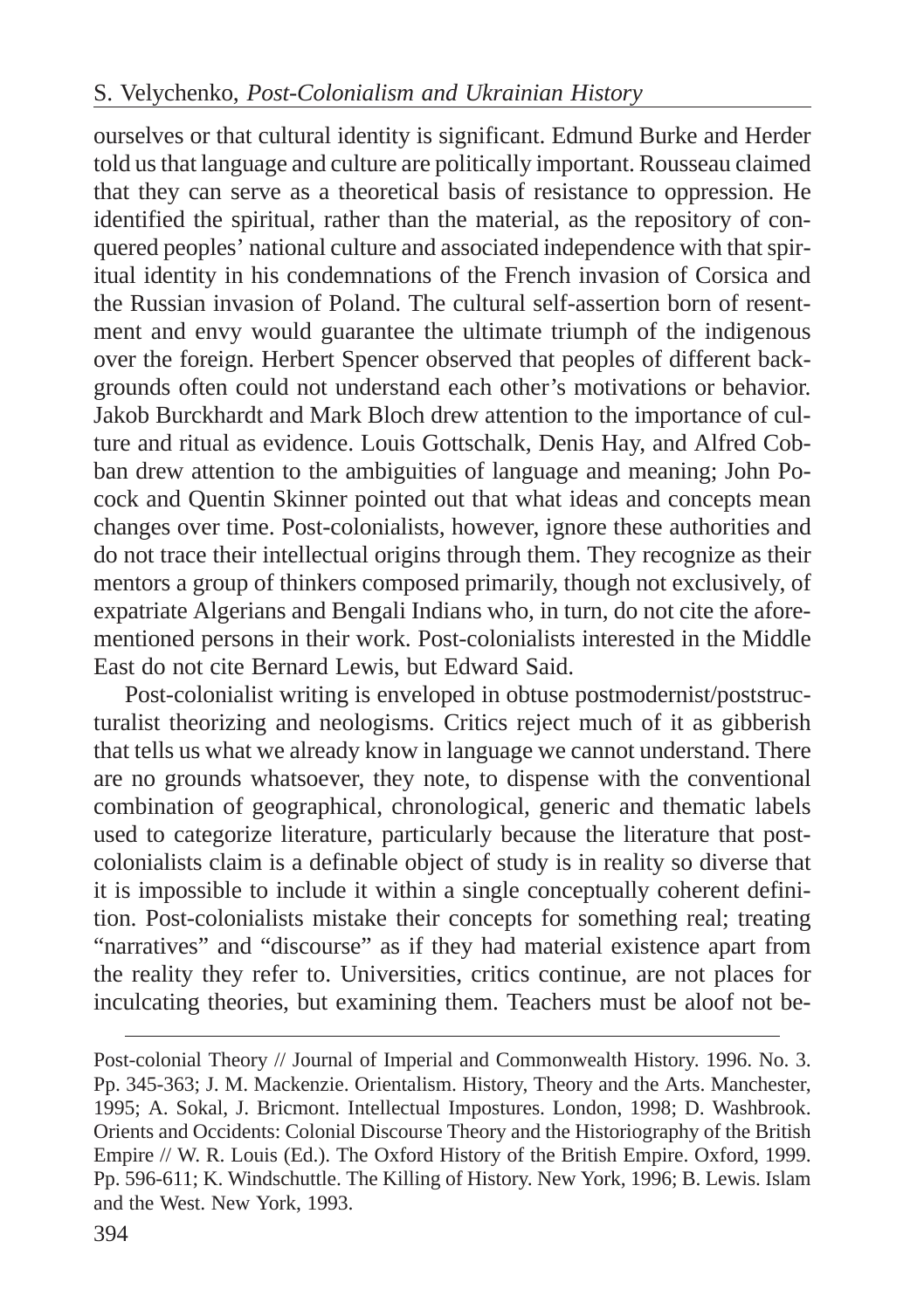ourselves or that cultural identity is significant. Edmund Burke and Herder told us that language and culture are politically important. Rousseau claimed that they can serve as a theoretical basis of resistance to oppression. He identified the spiritual, rather than the material, as the repository of conquered peoples' national culture and associated independence with that spiritual identity in his condemnations of the French invasion of Corsica and the Russian invasion of Poland. The cultural self-assertion born of resentment and envy would guarantee the ultimate triumph of the indigenous over the foreign. Herbert Spencer observed that peoples of different backgrounds often could not understand each other's motivations or behavior. Jakob Burckhardt and Mark Bloch drew attention to the importance of culture and ritual as evidence. Louis Gottschalk, Denis Hay, and Alfred Cobban drew attention to the ambiguities of language and meaning; John Pocock and Quentin Skinner pointed out that what ideas and concepts mean changes over time. Post-colonialists, however, ignore these authorities and do not trace their intellectual origins through them. They recognize as their mentors a group of thinkers composed primarily, though not exclusively, of expatriate Algerians and Bengali Indians who, in turn, do not cite the aforementioned persons in their work. Post-colonialists interested in the Middle East do not cite Bernard Lewis, but Edward Said.

Post-colonialist writing is enveloped in obtuse postmodernist/poststructuralist theorizing and neologisms. Critics reject much of it as gibberish that tells us what we already know in language we cannot understand. There are no grounds whatsoever, they note, to dispense with the conventional combination of geographical, chronological, generic and thematic labels used to categorize literature, particularly because the literature that post-colonialists claim is a definable object of study is in reality so diverse that it is impossible to include it within a single conceptually coherent definition. Post-colonialists mistake their concepts for something real; treating "narratives" and "discourse" as if they had material existence apart from the reality they refer to. Universities, critics continue, are not places for inculcating theories, but examining them. Teachers must be aloof not be-

---

Post-colonial Theory // Journal of Imperial and Commonwealth History. 1996. No. 3. Pp. 345-363; J. M. Mackenzie. Orientalism. History, Theory and the Arts. Manchester, 1995; A. Sokal, J. Bricmont. Intellectual Impostures. London, 1998; D. Washbrook. Orients and Occidents: Colonial Discourse Theory and the Historiography of the British Empire // W. R. Louis (Ed.). The Oxford History of the British Empire. Oxford, 1999. Pp. 596-611; K. Windschuttle. The Killing of History. New York, 1996; B. Lewis. Islam and the West. New York, 1993.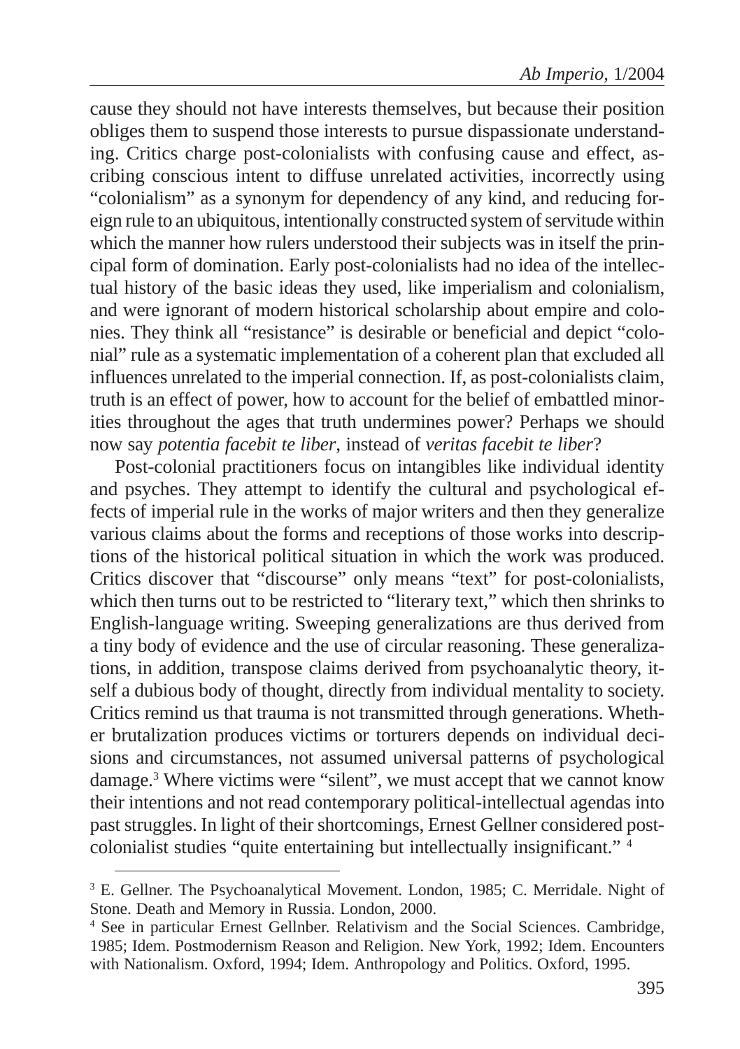cause they should not have interests themselves, but because their position obliges them to suspend those interests to pursue dispassionate understanding. Critics charge post-colonialists with confusing cause and effect, ascribing conscious intent to diffuse unrelated activities, incorrectly using "colonialism" as a synonym for dependency of any kind, and reducing foreign rule to an ubiquitous, intentionally constructed system of servitude within which the manner how rulers understood their subjects was in itself the principal form of domination. Early post-colonialists had no idea of the intellectual history of the basic ideas they used, like imperialism and colonialism, and were ignorant of modern historical scholarship about empire and colonies. They think all "resistance" is desirable or beneficial and depict "colonial" rule as a systematic implementation of a coherent plan that excluded all influences unrelated to the imperial connection. If, as post-colonialists claim, truth is an effect of power, how to account for the belief of embattled minorities throughout the ages that truth undermines power? Perhaps we should now say *potentia facebit te liber*, instead of *veritas facebit te liber*?

Post-colonial practitioners focus on intangibles like individual identity and psyches. They attempt to identify the cultural and psychological effects of imperial rule in the works of major writers and then they generalize various claims about the forms and receptions of those works into descriptions of the historical political situation in which the work was produced. Critics discover that "discourse" only means "text" for post-colonialists, which then turns out to be restricted to "literary text," which then shrinks to English-language writing. Sweeping generalizations are thus derived from a tiny body of evidence and the use of circular reasoning. These generalizations, in addition, transpose claims derived from psychoanalytic theory, itself a dubious body of thought, directly from individual mentality to society. Critics remind us that trauma is not transmitted through generations. Whether brutalization produces victims or torturers depends on individual decisions and circumstances, not assumed universal patterns of psychological damage.[3] Where victims were "silent", we must accept that we cannot know their intentions and not read contemporary political-intellectual agendas into past struggles. In light of their shortcomings, Ernest Gellner considered post-colonialist studies "quite entertaining but intellectually insignificant." [4]

---

[3] E. Gellner. The Psychoanalytical Movement. London, 1985; C. Merridale. Night of Stone. Death and Memory in Russia. London, 2000.

[4] See in particular Ernest Gellnber. Relativism and the Social Sciences. Cambridge, 1985; Idem. Postmodernism Reason and Religion. New York, 1992; Idem. Encounters with Nationalism. Oxford, 1994; Idem. Anthropology and Politics. Oxford, 1995.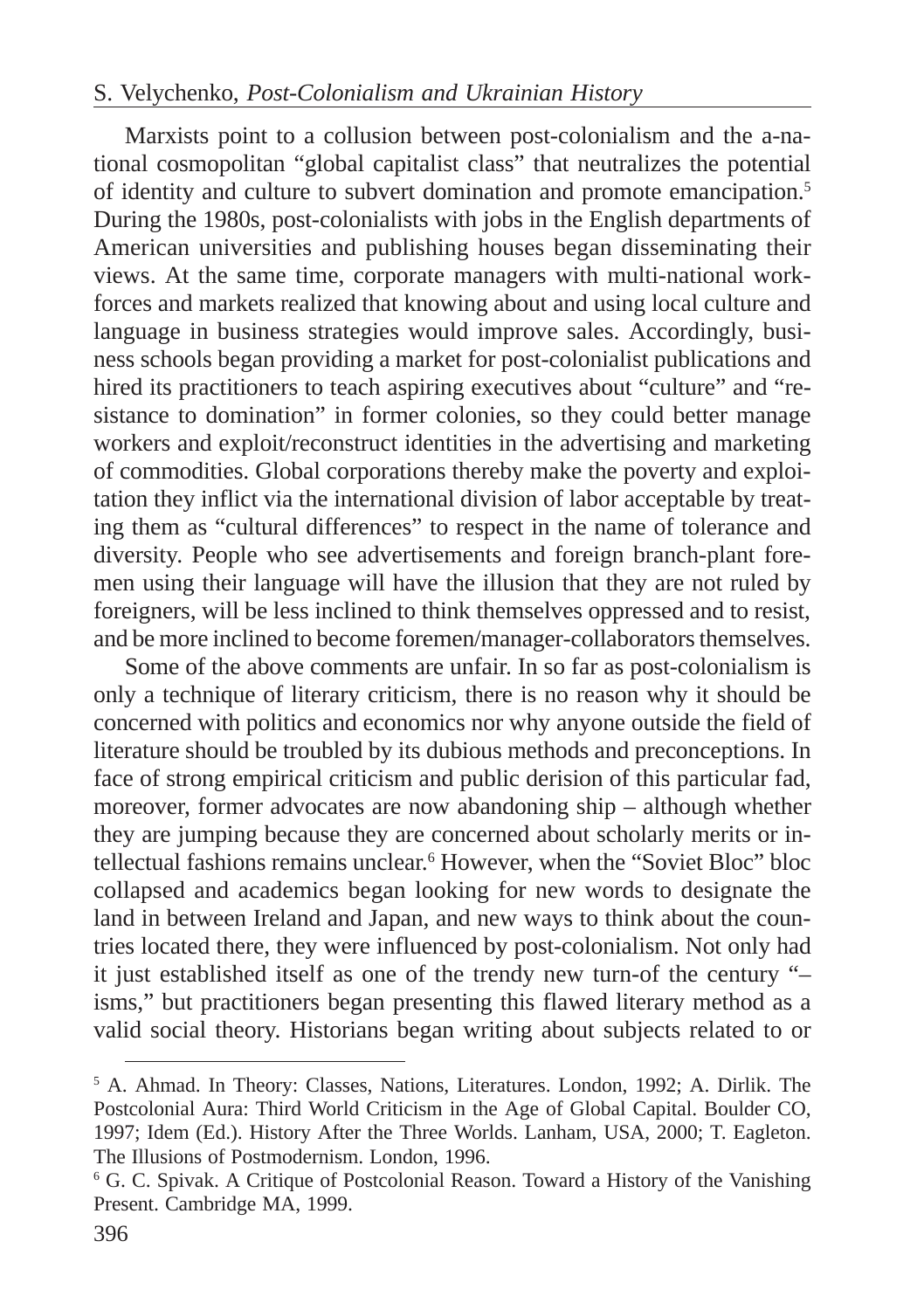Marxists point to a collusion between post-colonialism and the a-national cosmopolitan "global capitalist class" that neutralizes the potential of identity and culture to subvert domination and promote emancipation.[5] During the 1980s, post-colonialists with jobs in the English departments of American universities and publishing houses began disseminating their views. At the same time, corporate managers with multi-national workforces and markets realized that knowing about and using local culture and language in business strategies would improve sales. Accordingly, business schools began providing a market for post-colonialist publications and hired its practitioners to teach aspiring executives about "culture" and "resistance to domination" in former colonies, so they could better manage workers and exploit/reconstruct identities in the advertising and marketing of commodities. Global corporations thereby make the poverty and exploitation they inflict via the international division of labor acceptable by treating them as "cultural differences" to respect in the name of tolerance and diversity. People who see advertisements and foreign branch-plant foremen using their language will have the illusion that they are not ruled by foreigners, will be less inclined to think themselves oppressed and to resist, and be more inclined to become foremen/manager-collaborators themselves.

Some of the above comments are unfair. In so far as post-colonialism is only a technique of literary criticism, there is no reason why it should be concerned with politics and economics nor why anyone outside the field of literature should be troubled by its dubious methods and preconceptions. In face of strong empirical criticism and public derision of this particular fad, moreover, former advocates are now abandoning ship – although whether they are jumping because they are concerned about scholarly merits or intellectual fashions remains unclear.[6] However, when the "Soviet Bloc" bloc collapsed and academics began looking for new words to designate the land in between Ireland and Japan, and new ways to think about the countries located there, they were influenced by post-colonialism. Not only had it just established itself as one of the trendy new turn-of the century "–isms," but practitioners began presenting this flawed literary method as a valid social theory. Historians began writing about subjects related to or

---

[5] A. Ahmad. In Theory: Classes, Nations, Literatures. London, 1992; A. Dirlik. The Postcolonial Aura: Third World Criticism in the Age of Global Capital. Boulder CO, 1997; Idem (Ed.). History After the Three Worlds. Lanham, USA, 2000; T. Eagleton. The Illusions of Postmodernism. London, 1996.

[6] G. C. Spivak. A Critique of Postcolonial Reason. Toward a History of the Vanishing Present. Cambridge MA, 1999.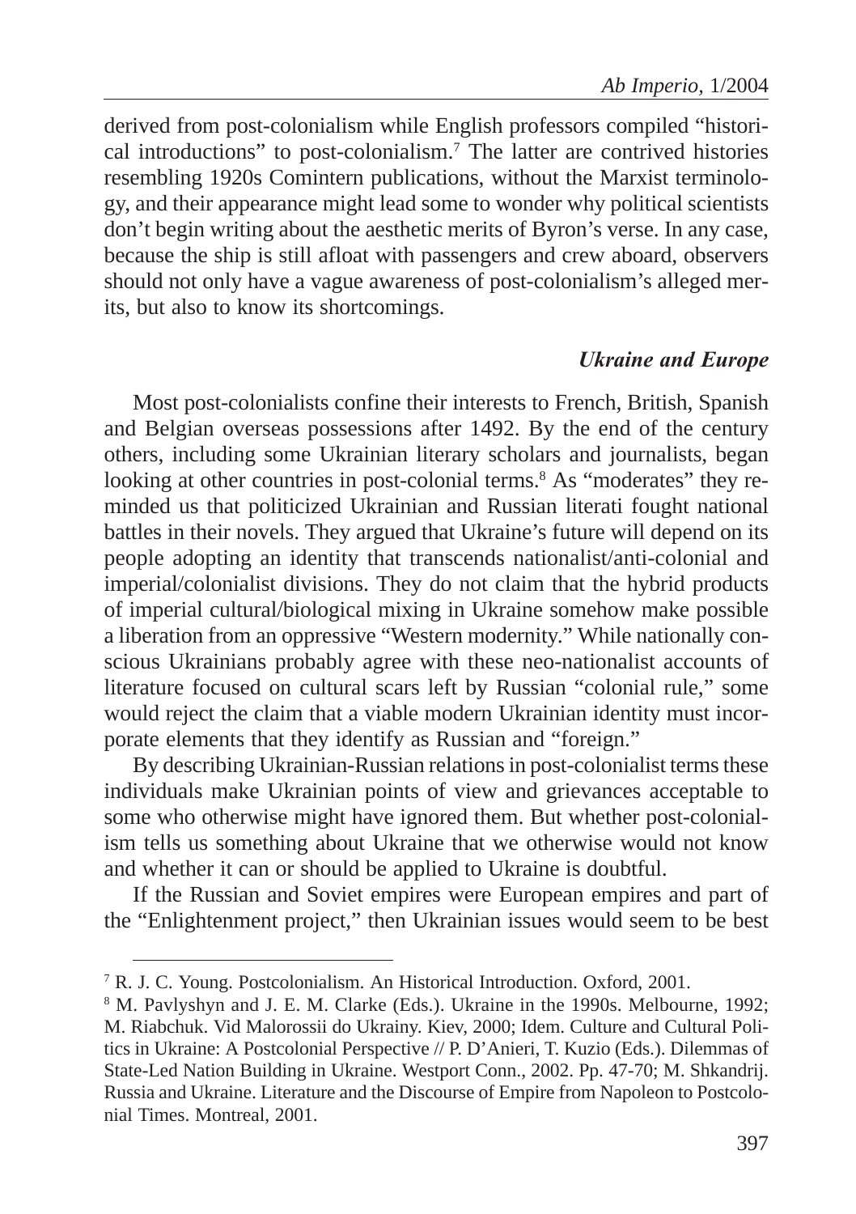derived from post-colonialism while English professors compiled "historical introductions" to post-colonialism.[7] The latter are contrived histories resembling 1920s Comintern publications, without the Marxist terminology, and their appearance might lead some to wonder why political scientists don't begin writing about the aesthetic merits of Byron's verse. In any case, because the ship is still afloat with passengers and crew aboard, observers should not only have a vague awareness of post-colonialism's alleged merits, but also to know its shortcomings.

### *Ukraine and Europe*

Most post-colonialists confine their interests to French, British, Spanish and Belgian overseas possessions after 1492. By the end of the century others, including some Ukrainian literary scholars and journalists, began looking at other countries in post-colonial terms.[8] As "moderates" they reminded us that politicized Ukrainian and Russian literati fought national battles in their novels. They argued that Ukraine's future will depend on its people adopting an identity that transcends nationalist/anti-colonial and imperial/colonialist divisions. They do not claim that the hybrid products of imperial cultural/biological mixing in Ukraine somehow make possible a liberation from an oppressive "Western modernity." While nationally conscious Ukrainians probably agree with these neo-nationalist accounts of literature focused on cultural scars left by Russian "colonial rule," some would reject the claim that a viable modern Ukrainian identity must incorporate elements that they identify as Russian and "foreign."

By describing Ukrainian-Russian relations in post-colonialist terms these individuals make Ukrainian points of view and grievances acceptable to some who otherwise might have ignored them. But whether post-colonialism tells us something about Ukraine that we otherwise would not know and whether it can or should be applied to Ukraine is doubtful.

If the Russian and Soviet empires were European empires and part of the "Enlightenment project," then Ukrainian issues would seem to be best

---

[7] R. J. C. Young. Postcolonialism. An Historical Introduction. Oxford, 2001.

[8] M. Pavlyshyn and J. E. M. Clarke (Eds.). Ukraine in the 1990s. Melbourne, 1992; M. Riabchuk. Vid Malorossii do Ukrainy. Kiev, 2000; Idem. Culture and Cultural Politics in Ukraine: A Postcolonial Perspective // P. D'Anieri, T. Kuzio (Eds.). Dilemmas of State-Led Nation Building in Ukraine. Westport Conn., 2002. Pp. 47-70; M. Shkandrij. Russia and Ukraine. Literature and the Discourse of Empire from Napoleon to Postcolonial Times. Montreal, 2001.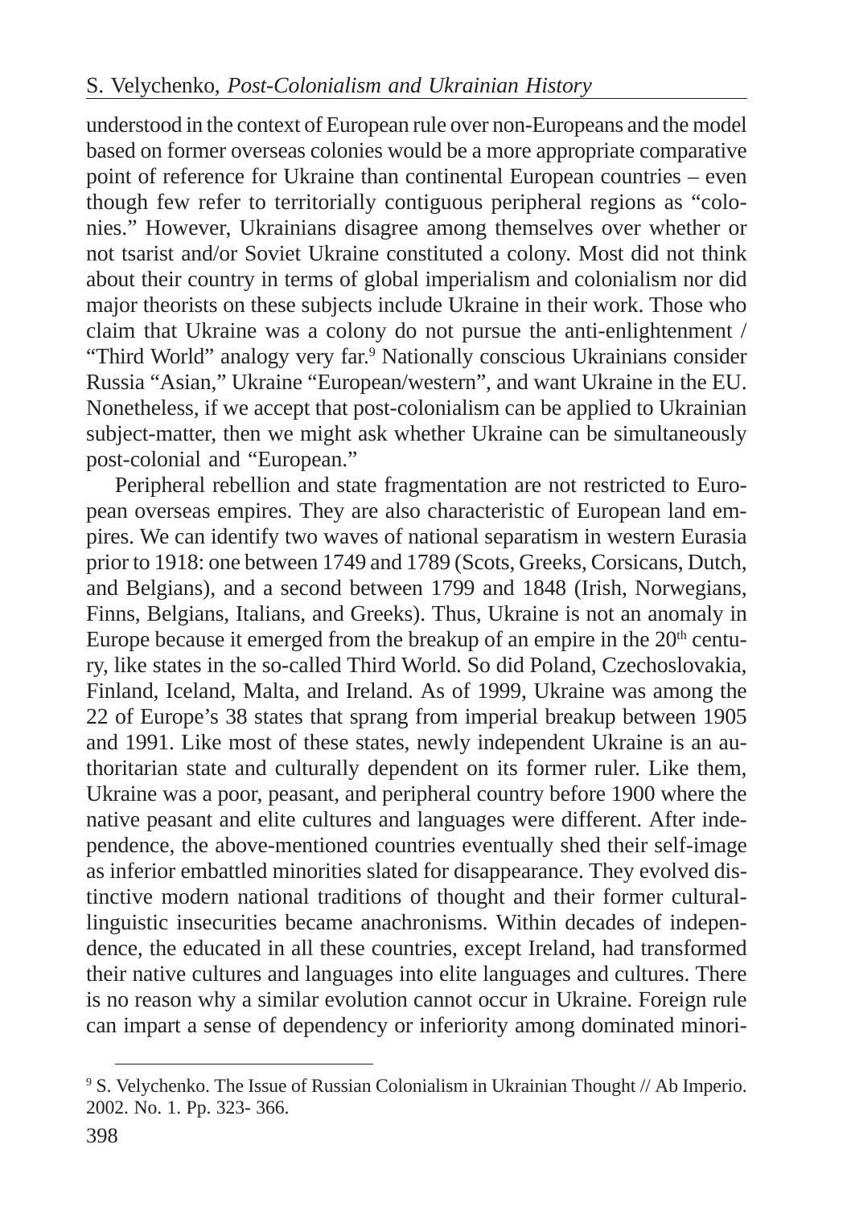understood in the context of European rule over non-Europeans and the model based on former overseas colonies would be a more appropriate comparative point of reference for Ukraine than continental European countries – even though few refer to territorially contiguous peripheral regions as "colonies." However, Ukrainians disagree among themselves over whether or not tsarist and/or Soviet Ukraine constituted a colony. Most did not think about their country in terms of global imperialism and colonialism nor did major theorists on these subjects include Ukraine in their work. Those who claim that Ukraine was a colony do not pursue the anti-enlightenment / "Third World" analogy very far.[9] Nationally conscious Ukrainians consider Russia "Asian," Ukraine "European/western", and want Ukraine in the EU. Nonetheless, if we accept that post-colonialism can be applied to Ukrainian subject-matter, then we might ask whether Ukraine can be simultaneously post-colonial and "European."

Peripheral rebellion and state fragmentation are not restricted to European overseas empires. They are also characteristic of European land empires. We can identify two waves of national separatism in western Eurasia prior to 1918: one between 1749 and 1789 (Scots, Greeks, Corsicans, Dutch, and Belgians), and a second between 1799 and 1848 (Irish, Norwegians, Finns, Belgians, Italians, and Greeks). Thus, Ukraine is not an anomaly in Europe because it emerged from the breakup of an empire in the 20th century, like states in the so-called Third World. So did Poland, Czechoslovakia, Finland, Iceland, Malta, and Ireland. As of 1999, Ukraine was among the 22 of Europe's 38 states that sprang from imperial breakup between 1905 and 1991. Like most of these states, newly independent Ukraine is an authoritarian state and culturally dependent on its former ruler. Like them, Ukraine was a poor, peasant, and peripheral country before 1900 where the native peasant and elite cultures and languages were different. After independence, the above-mentioned countries eventually shed their self-image as inferior embattled minorities slated for disappearance. They evolved distinctive modern national traditions of thought and their former cultural-linguistic insecurities became anachronisms. Within decades of independence, the educated in all these countries, except Ireland, had transformed their native cultures and languages into elite languages and cultures. There is no reason why a similar evolution cannot occur in Ukraine. Foreign rule can impart a sense of dependency or inferiority among dominated minori-

---

[9] S. Velychenko. The Issue of Russian Colonialism in Ukrainian Thought // Ab Imperio. 2002. No. 1. Pp. 323- 366.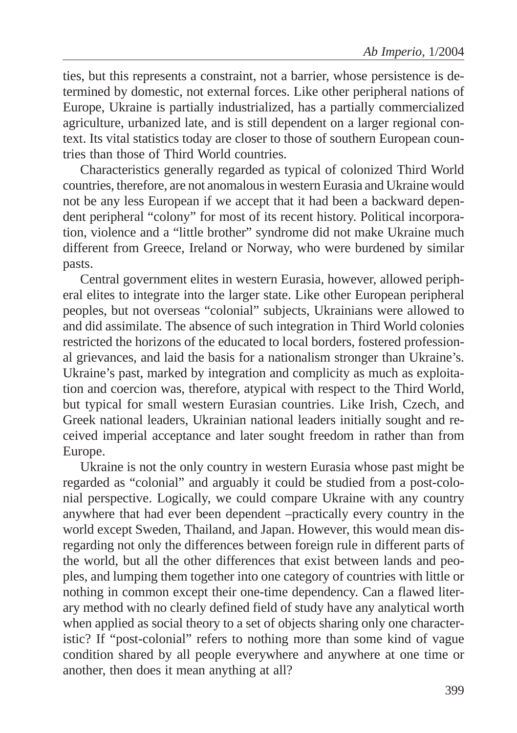ties, but this represents a constraint, not a barrier, whose persistence is determined by domestic, not external forces. Like other peripheral nations of Europe, Ukraine is partially industrialized, has a partially commercialized agriculture, urbanized late, and is still dependent on a larger regional context. Its vital statistics today are closer to those of southern European countries than those of Third World countries.

Characteristics generally regarded as typical of colonized Third World countries, therefore, are not anomalous in western Eurasia and Ukraine would not be any less European if we accept that it had been a backward dependent peripheral "colony" for most of its recent history. Political incorporation, violence and a "little brother" syndrome did not make Ukraine much different from Greece, Ireland or Norway, who were burdened by similar pasts.

Central government elites in western Eurasia, however, allowed peripheral elites to integrate into the larger state. Like other European peripheral peoples, but not overseas "colonial" subjects, Ukrainians were allowed to and did assimilate. The absence of such integration in Third World colonies restricted the horizons of the educated to local borders, fostered professional grievances, and laid the basis for a nationalism stronger than Ukraine's. Ukraine's past, marked by integration and complicity as much as exploitation and coercion was, therefore, atypical with respect to the Third World, but typical for small western Eurasian countries. Like Irish, Czech, and Greek national leaders, Ukrainian national leaders initially sought and received imperial acceptance and later sought freedom in rather than from Europe.

Ukraine is not the only country in western Eurasia whose past might be regarded as "colonial" and arguably it could be studied from a post-colonial perspective. Logically, we could compare Ukraine with any country anywhere that had ever been dependent –practically every country in the world except Sweden, Thailand, and Japan. However, this would mean disregarding not only the differences between foreign rule in different parts of the world, but all the other differences that exist between lands and peoples, and lumping them together into one category of countries with little or nothing in common except their one-time dependency. Can a flawed literary method with no clearly defined field of study have any analytical worth when applied as social theory to a set of objects sharing only one characteristic? If "post-colonial" refers to nothing more than some kind of vague condition shared by all people everywhere and anywhere at one time or another, then does it mean anything at all?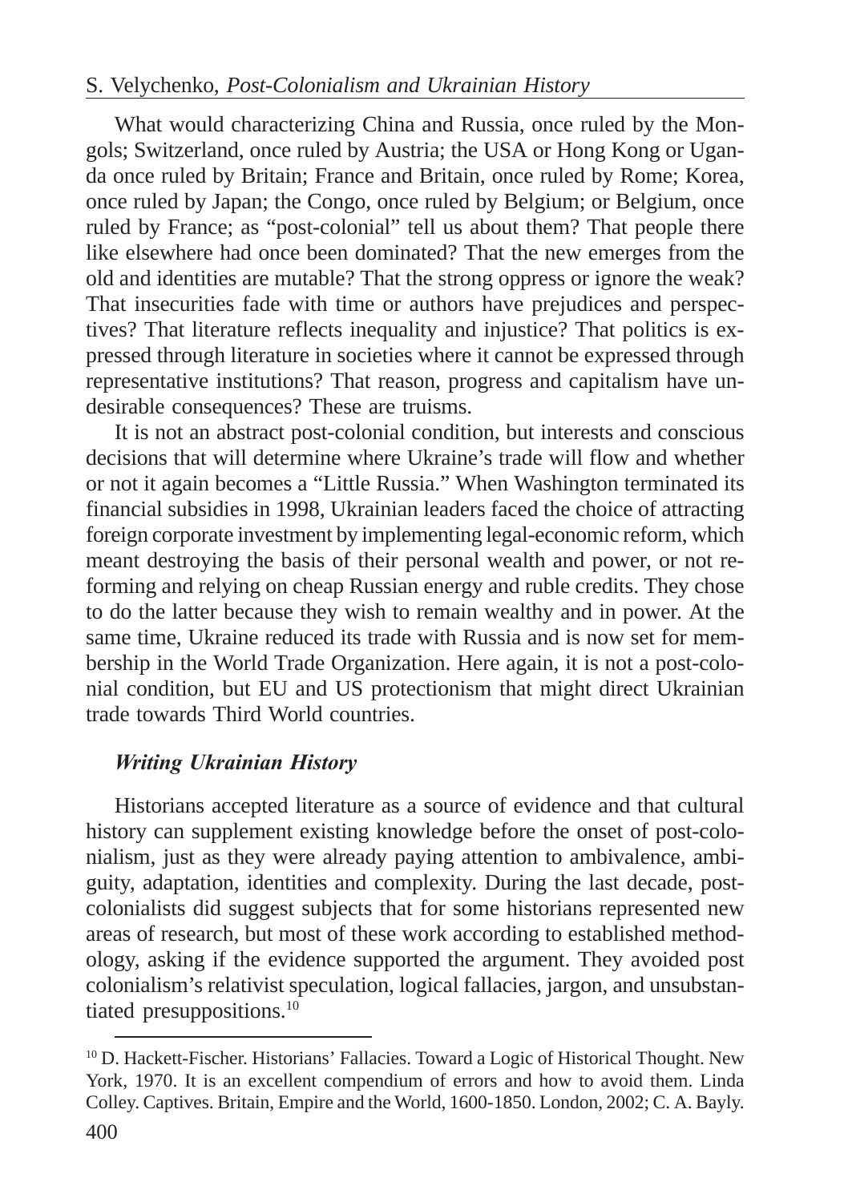What would characterizing China and Russia, once ruled by the Mongols; Switzerland, once ruled by Austria; the USA or Hong Kong or Uganda once ruled by Britain; France and Britain, once ruled by Rome; Korea, once ruled by Japan; the Congo, once ruled by Belgium; or Belgium, once ruled by France; as "post-colonial" tell us about them? That people there like elsewhere had once been dominated? That the new emerges from the old and identities are mutable? That the strong oppress or ignore the weak? That insecurities fade with time or authors have prejudices and perspectives? That literature reflects inequality and injustice? That politics is expressed through literature in societies where it cannot be expressed through representative institutions? That reason, progress and capitalism have undesirable consequences? These are truisms.

It is not an abstract post-colonial condition, but interests and conscious decisions that will determine where Ukraine's trade will flow and whether or not it again becomes a "Little Russia." When Washington terminated its financial subsidies in 1998, Ukrainian leaders faced the choice of attracting foreign corporate investment by implementing legal-economic reform, which meant destroying the basis of their personal wealth and power, or not reforming and relying on cheap Russian energy and ruble credits. They chose to do the latter because they wish to remain wealthy and in power. At the same time, Ukraine reduced its trade with Russia and is now set for membership in the World Trade Organization. Here again, it is not a post-colonial condition, but EU and US protectionism that might direct Ukrainian trade towards Third World countries.

### *Writing Ukrainian History*

Historians accepted literature as a source of evidence and that cultural history can supplement existing knowledge before the onset of post-colonialism, just as they were already paying attention to ambivalence, ambiguity, adaptation, identities and complexity. During the last decade, post-colonialists did suggest subjects that for some historians represented new areas of research, but most of these work according to established methodology, asking if the evidence supported the argument. They avoided post colonialism's relativist speculation, logical fallacies, jargon, and unsubstantiated presuppositions.[10]

---

[10] D. Hackett-Fischer. Historians' Fallacies. Toward a Logic of Historical Thought. New York, 1970. It is an excellent compendium of errors and how to avoid them. Linda Colley. Captives. Britain, Empire and the World, 1600-1850. London, 2002; C. A. Bayly.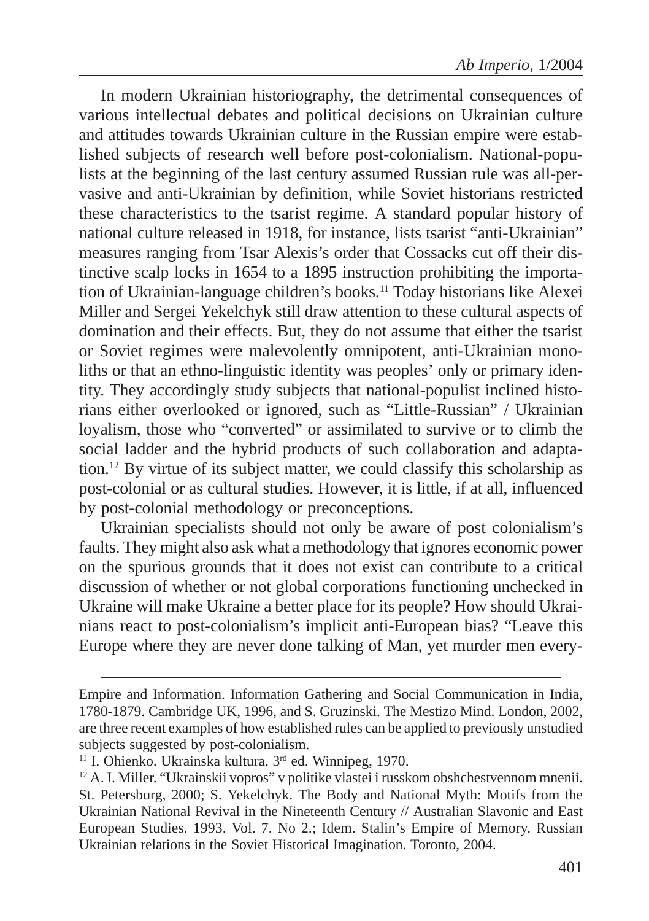In modern Ukrainian historiography, the detrimental consequences of various intellectual debates and political decisions on Ukrainian culture and attitudes towards Ukrainian culture in the Russian empire were established subjects of research well before post-colonialism. National-populists at the beginning of the last century assumed Russian rule was all-pervasive and anti-Ukrainian by definition, while Soviet historians restricted these characteristics to the tsarist regime. A standard popular history of national culture released in 1918, for instance, lists tsarist "anti-Ukrainian" measures ranging from Tsar Alexis's order that Cossacks cut off their distinctive scalp locks in 1654 to a 1895 instruction prohibiting the importation of Ukrainian-language children's books.[11] Today historians like Alexei Miller and Sergei Yekelchyk still draw attention to these cultural aspects of domination and their effects. But, they do not assume that either the tsarist or Soviet regimes were malevolently omnipotent, anti-Ukrainian monoliths or that an ethno-linguistic identity was peoples' only or primary identity. They accordingly study subjects that national-populist inclined historians either overlooked or ignored, such as "Little-Russian" / Ukrainian loyalism, those who "converted" or assimilated to survive or to climb the social ladder and the hybrid products of such collaboration and adaptation.[12] By virtue of its subject matter, we could classify this scholarship as post-colonial or as cultural studies. However, it is little, if at all, influenced by post-colonial methodology or preconceptions.

Ukrainian specialists should not only be aware of post colonialism's faults. They might also ask what a methodology that ignores economic power on the spurious grounds that it does not exist can contribute to a critical discussion of whether or not global corporations functioning unchecked in Ukraine will make Ukraine a better place for its people? How should Ukrainians react to post-colonialism's implicit anti-European bias? "Leave this Europe where they are never done talking of Man, yet murder men every-

---

Empire and Information. Information Gathering and Social Communication in India, 1780-1879. Cambridge UK, 1996, and S. Gruzinski. The Mestizo Mind. London, 2002, are three recent examples of how established rules can be applied to previously unstudied subjects suggested by post-colonialism.

[11] I. Ohienko. Ukrainska kultura. 3rd ed. Winnipeg, 1970.

[12] A. I. Miller. "Ukrainskii vopros" v politike vlastei i russkom obshchestvennom mnenii. St. Petersburg, 2000; S. Yekelchyk. The Body and National Myth: Motifs from the Ukrainian National Revival in the Nineteenth Century // Australian Slavonic and East European Studies. 1993. Vol. 7. No 2.; Idem. Stalin's Empire of Memory. Russian Ukrainian relations in the Soviet Historical Imagination. Toronto, 2004.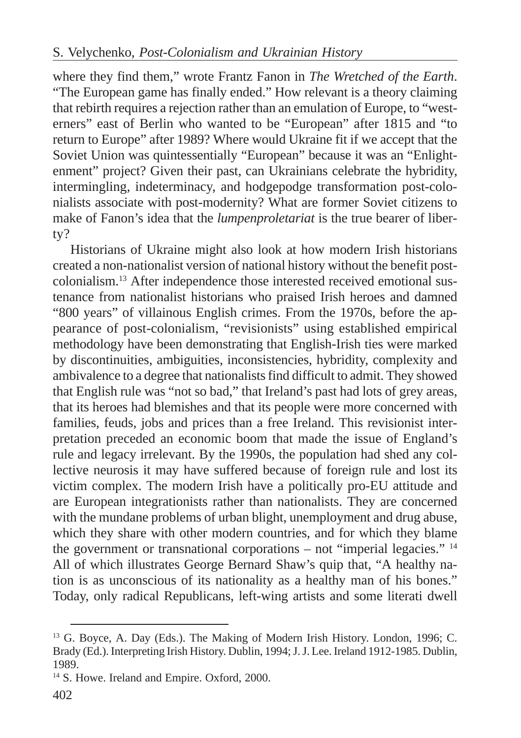where they find them," wrote Frantz Fanon in *The Wretched of the Earth*. "The European game has finally ended." How relevant is a theory claiming that rebirth requires a rejection rather than an emulation of Europe, to "westerners" east of Berlin who wanted to be "European" after 1815 and "to return to Europe" after 1989? Where would Ukraine fit if we accept that the Soviet Union was quintessentially "European" because it was an "Enlightenment" project? Given their past, can Ukrainians celebrate the hybridity, intermingling, indeterminacy, and hodgepodge transformation post-colonialists associate with post-modernity? What are former Soviet citizens to make of Fanon's idea that the *lumpenproletariat* is the true bearer of liberty?

Historians of Ukraine might also look at how modern Irish historians created a non-nationalist version of national history without the benefit post-colonialism.[13] After independence those interested received emotional sustenance from nationalist historians who praised Irish heroes and damned "800 years" of villainous English crimes. From the 1970s, before the appearance of post-colonialism, "revisionists" using established empirical methodology have been demonstrating that English-Irish ties were marked by discontinuities, ambiguities, inconsistencies, hybridity, complexity and ambivalence to a degree that nationalists find difficult to admit. They showed that English rule was "not so bad," that Ireland's past had lots of grey areas, that its heroes had blemishes and that its people were more concerned with families, feuds, jobs and prices than a free Ireland. This revisionist interpretation preceded an economic boom that made the issue of England's rule and legacy irrelevant. By the 1990s, the population had shed any collective neurosis it may have suffered because of foreign rule and lost its victim complex. The modern Irish have a politically pro-EU attitude and are European integrationists rather than nationalists. They are concerned with the mundane problems of urban blight, unemployment and drug abuse, which they share with other modern countries, and for which they blame the government or transnational corporations – not "imperial legacies." [14] All of which illustrates George Bernard Shaw's quip that, "A healthy nation is as unconscious of its nationality as a healthy man of his bones." Today, only radical Republicans, left-wing artists and some literati dwell

---

[13] G. Boyce, A. Day (Eds.). The Making of Modern Irish History. London, 1996; C. Brady (Ed.). Interpreting Irish History. Dublin, 1994; J. J. Lee. Ireland 1912-1985. Dublin, 1989.

[14] S. Howe. Ireland and Empire. Oxford, 2000.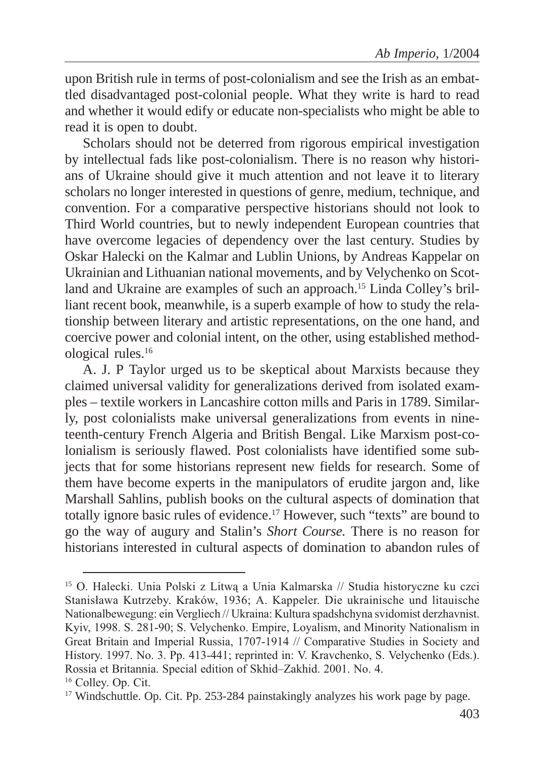upon British rule in terms of post-colonialism and see the Irish as an embattled disadvantaged post-colonial people. What they write is hard to read and whether it would edify or educate non-specialists who might be able to read it is open to doubt.

Scholars should not be deterred from rigorous empirical investigation by intellectual fads like post-colonialism. There is no reason why historians of Ukraine should give it much attention and not leave it to literary scholars no longer interested in questions of genre, medium, technique, and convention. For a comparative perspective historians should not look to Third World countries, but to newly independent European countries that have overcome legacies of dependency over the last century. Studies by Oskar Halecki on the Kalmar and Lublin Unions, by Andreas Kappelar on Ukrainian and Lithuanian national movements, and by Velychenko on Scotland and Ukraine are examples of such an approach.[15] Linda Colley's brilliant recent book, meanwhile, is a superb example of how to study the relationship between literary and artistic representations, on the one hand, and coercive power and colonial intent, on the other, using established methodological rules.[16]

A. J. P Taylor urged us to be skeptical about Marxists because they claimed universal validity for generalizations derived from isolated examples – textile workers in Lancashire cotton mills and Paris in 1789. Similarly, post colonialists make universal generalizations from events in nineteenth-century French Algeria and British Bengal. Like Marxism post-colonialism is seriously flawed. Post colonialists have identified some subjects that for some historians represent new fields for research. Some of them have become experts in the manipulators of erudite jargon and, like Marshall Sahlins, publish books on the cultural aspects of domination that totally ignore basic rules of evidence.[17] However, such "texts" are bound to go the way of augury and Stalin's *Short Course.* There is no reason for historians interested in cultural aspects of domination to abandon rules of

---

[15] O. Halecki. Unia Polski z Litwą a Unia Kalmarska // Studia historyczne ku czci Stanisława Kutrzeby. Kraków, 1936; A. Kappeler. Die ukrainische und litauische Nationalbewegung: ein Vergliech // Ukraina: Kultura spadshchyna svidomist derzhavnist. Kyiv, 1998. S. 281-90; S. Velychenko. Empire, Loyalism, and Minority Nationalism in Great Britain and Imperial Russia, 1707-1914 // Comparative Studies in Society and History. 1997. No. 3. Pp. 413-441; reprinted in: V. Kravchenko, S. Velychenko (Eds.). Rossia et Britannia. Special edition of Skhid–Zakhid. 2001. No. 4.

[16] Colley. Op. Cit.

[17] Windschuttle. Op. Cit. Pp. 253-284 painstakingly analyzes his work page by page.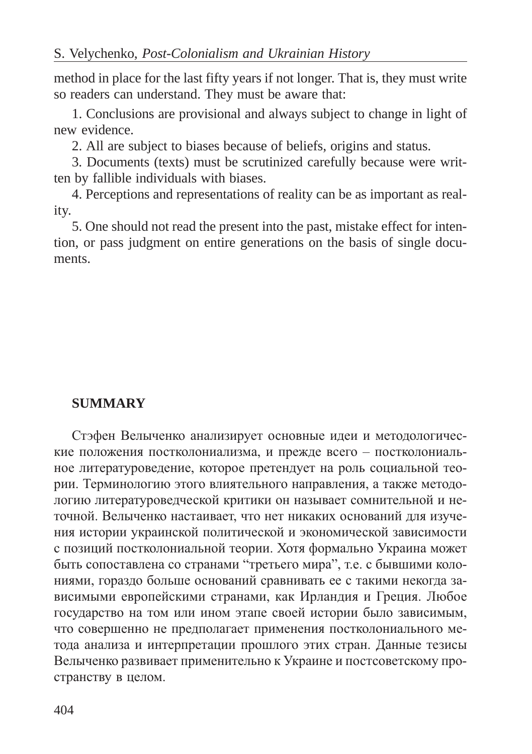method in place for the last fifty years if not longer. That is, they must write so readers can understand. They must be aware that:

1. Conclusions are provisional and always subject to change in light of new evidence.

2. All are subject to biases because of beliefs, origins and status.

3. Documents (texts) must be scrutinized carefully because were written by fallible individuals with biases.

4. Perceptions and representations of reality can be as important as reality.

5. One should not read the present into the past, mistake effect for intention, or pass judgment on entire generations on the basis of single documents.

## SUMMARY

Стэфен Велыченко анализирует основные идеи и методологические положения постколониализма, и прежде всего – постколониальное литературоведение, которое претендует на роль социальной теории. Терминологию этого влиятельного направления, а также методологию литературоведческой критики он называет сомнительной и неточной. Велыченко настаивает, что нет никаких оснований для изучения истории украинской политической и экономической зависимости с позиций постколониальной теории. Хотя формально Украина может быть сопоставлена со странами "третьего мира", т.е. с бывшими колониями, гораздо больше оснований сравнивать ее с такими некогда зависимыми европейскими странами, как Ирландия и Греция. Любое государство на том или ином этапе своей истории было зависимым, что совершенно не предполагает применения постколониального метода анализа и интерпретации прошлого этих стран. Данные тезисы Велыченко развивает применительно к Украине и постсоветскому пространству в целом.